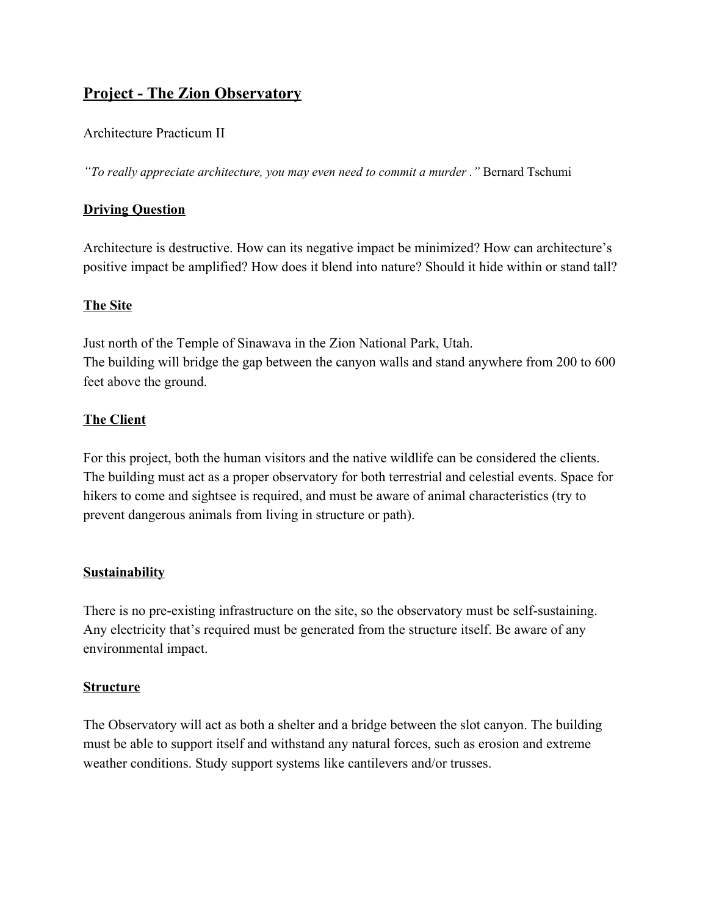# Project - The Zion Observatory

Architecture Practicum II

*"To really appreciate architecture, you may even need to commit a murder ."* Bernard Tschumi

## Driving Question

Architecture is destructive. How can its negative impact be minimized? How can architecture's positive impact be amplified? How does it blend into nature? Should it hide within or stand tall?

## The Site

Just north of the Temple of Sinawava in the Zion National Park, Utah.
The building will bridge the gap between the canyon walls and stand anywhere from 200 to 600 feet above the ground.

## The Client

For this project, both the human visitors and the native wildlife can be considered the clients. The building must act as a proper observatory for both terrestrial and celestial events. Space for hikers to come and sightsee is required, and must be aware of animal characteristics (try to prevent dangerous animals from living in structure or path).

## Sustainability

There is no pre-existing infrastructure on the site, so the observatory must be self-sustaining. Any electricity that's required must be generated from the structure itself. Be aware of any environmental impact.

## Structure

The Observatory will act as both a shelter and a bridge between the slot canyon. The building must be able to support itself and withstand any natural forces, such as erosion and extreme weather conditions. Study support systems like cantilevers and/or trusses.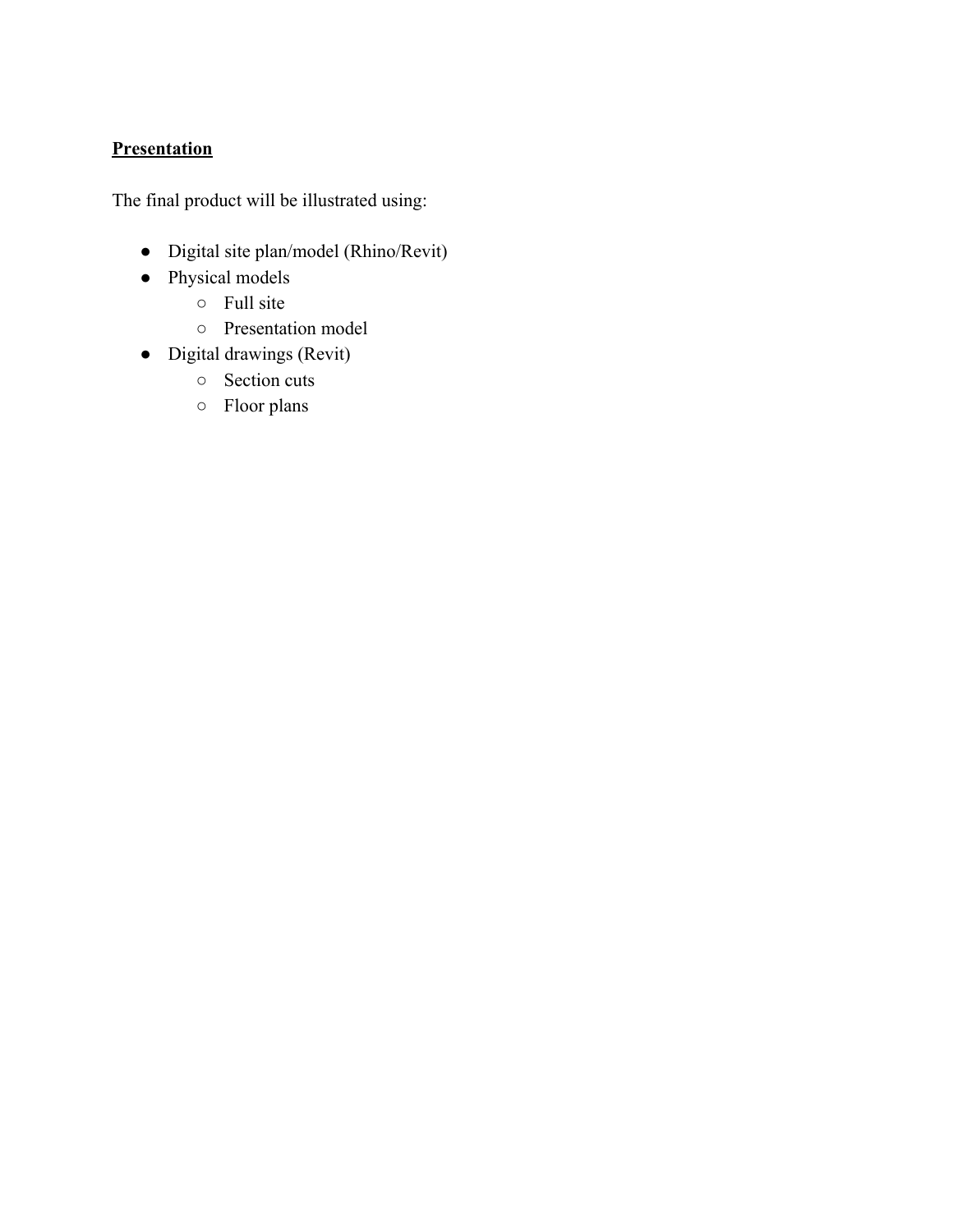**Presentation**

The final product will be illustrated using:

- Digital site plan/model (Rhino/Revit)
- Physical models
  - Full site
  - Presentation model
- Digital drawings (Revit)
  - Section cuts
  - Floor plans